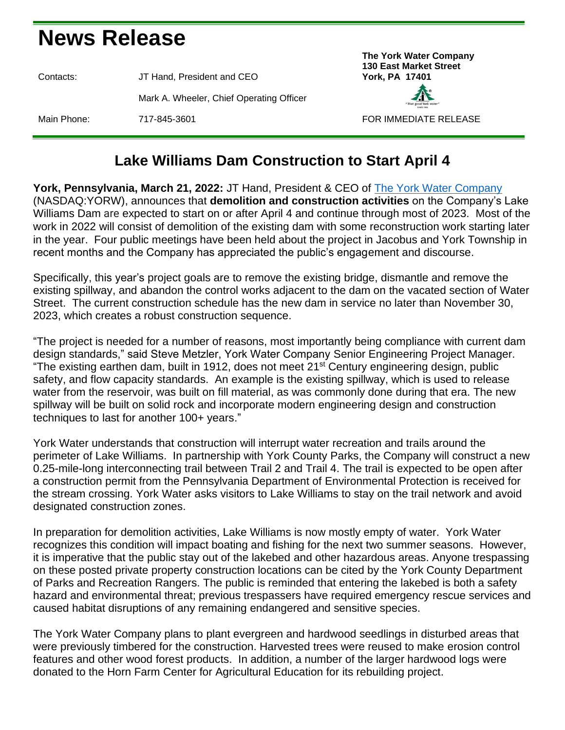# News Release

| | | |
|---|---|---|
| | | **The York Water Company** |
| | | **130 East Market Street** |
| Contacts: | JT Hand, President and CEO | **York, PA 17401** |
| | Mark A. Wheeler, Chief Operating Officer | |
| Main Phone: | 717-845-3601 | FOR IMMEDIATE RELEASE |

## Lake Williams Dam Construction to Start April 4

**York, Pennsylvania, March 21, 2022:** JT Hand, President & CEO of [The York Water Company](The York Water Company) (NASDAQ:YORW), announces that **demolition and construction activities** on the Company's Lake Williams Dam are expected to start on or after April 4 and continue through most of 2023. Most of the work in 2022 will consist of demolition of the existing dam with some reconstruction work starting later in the year. Four public meetings have been held about the project in Jacobus and York Township in recent months and the Company has appreciated the public's engagement and discourse.

Specifically, this year's project goals are to remove the existing bridge, dismantle and remove the existing spillway, and abandon the control works adjacent to the dam on the vacated section of Water Street. The current construction schedule has the new dam in service no later than November 30, 2023, which creates a robust construction sequence.

"The project is needed for a number of reasons, most importantly being compliance with current dam design standards," said Steve Metzler, York Water Company Senior Engineering Project Manager. "The existing earthen dam, built in 1912, does not meet 21st Century engineering design, public safety, and flow capacity standards. An example is the existing spillway, which is used to release water from the reservoir, was built on fill material, as was commonly done during that era. The new spillway will be built on solid rock and incorporate modern engineering design and construction techniques to last for another 100+ years."

York Water understands that construction will interrupt water recreation and trails around the perimeter of Lake Williams. In partnership with York County Parks, the Company will construct a new 0.25-mile-long interconnecting trail between Trail 2 and Trail 4. The trail is expected to be open after a construction permit from the Pennsylvania Department of Environmental Protection is received for the stream crossing. York Water asks visitors to Lake Williams to stay on the trail network and avoid designated construction zones.

In preparation for demolition activities, Lake Williams is now mostly empty of water. York Water recognizes this condition will impact boating and fishing for the next two summer seasons. However, it is imperative that the public stay out of the lakebed and other hazardous areas. Anyone trespassing on these posted private property construction locations can be cited by the York County Department of Parks and Recreation Rangers. The public is reminded that entering the lakebed is both a safety hazard and environmental threat; previous trespassers have required emergency rescue services and caused habitat disruptions of any remaining endangered and sensitive species.

The York Water Company plans to plant evergreen and hardwood seedlings in disturbed areas that were previously timbered for the construction. Harvested trees were reused to make erosion control features and other wood forest products. In addition, a number of the larger hardwood logs were donated to the Horn Farm Center for Agricultural Education for its rebuilding project.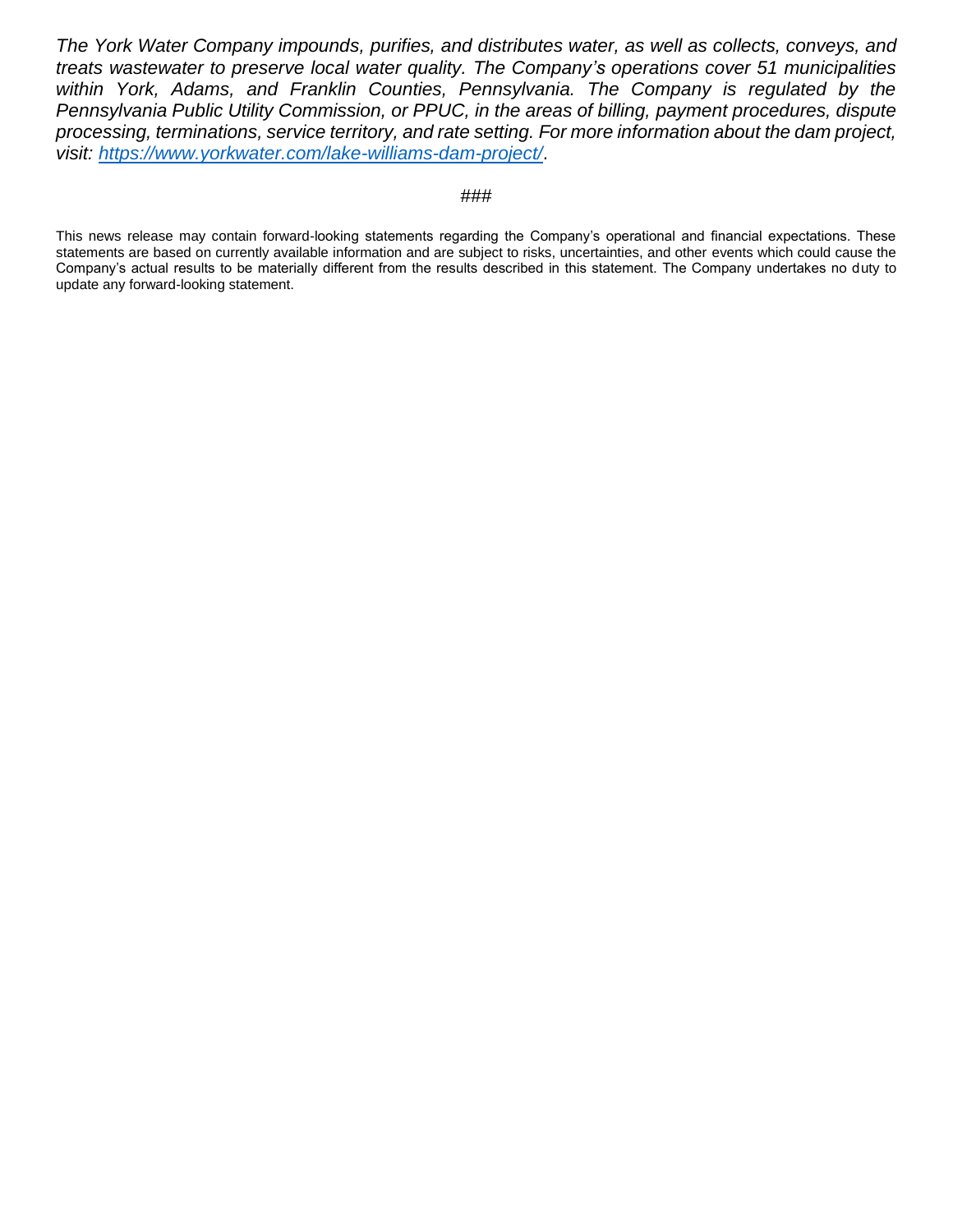*The York Water Company impounds, purifies, and distributes water, as well as collects, conveys, and treats wastewater to preserve local water quality. The Company's operations cover 51 municipalities within York, Adams, and Franklin Counties, Pennsylvania. The Company is regulated by the Pennsylvania Public Utility Commission, or PPUC, in the areas of billing, payment procedures, dispute processing, terminations, service territory, and rate setting. For more information about the dam project, visit: [https://www.yorkwater.com/lake-williams-dam-project/](https://www.yorkwater.com/lake-williams-dam-project/).*

###

This news release may contain forward-looking statements regarding the Company's operational and financial expectations. These statements are based on currently available information and are subject to risks, uncertainties, and other events which could cause the Company's actual results to be materially different from the results described in this statement. The Company undertakes no duty to update any forward-looking statement.